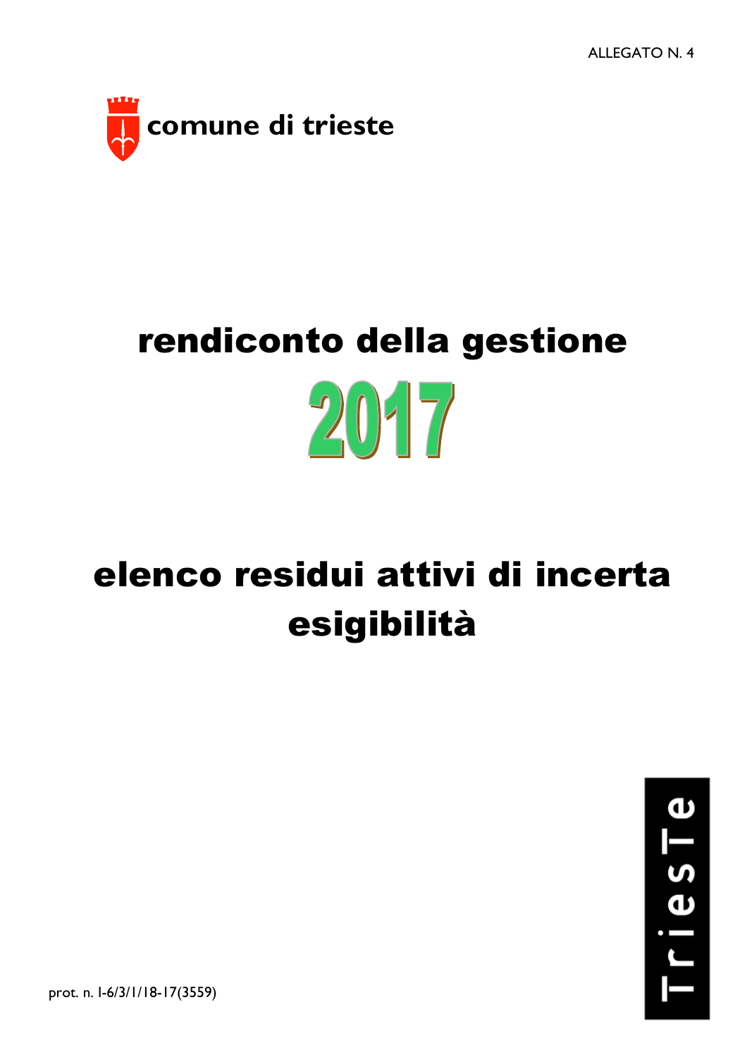ALLEGATO N. 4

comune di trieste

# rendiconto della gestione

# 2017

# elenco residui attivi di incerta esigibilità

TriesTe

prot. n. I-6/3/1/18-17(3559)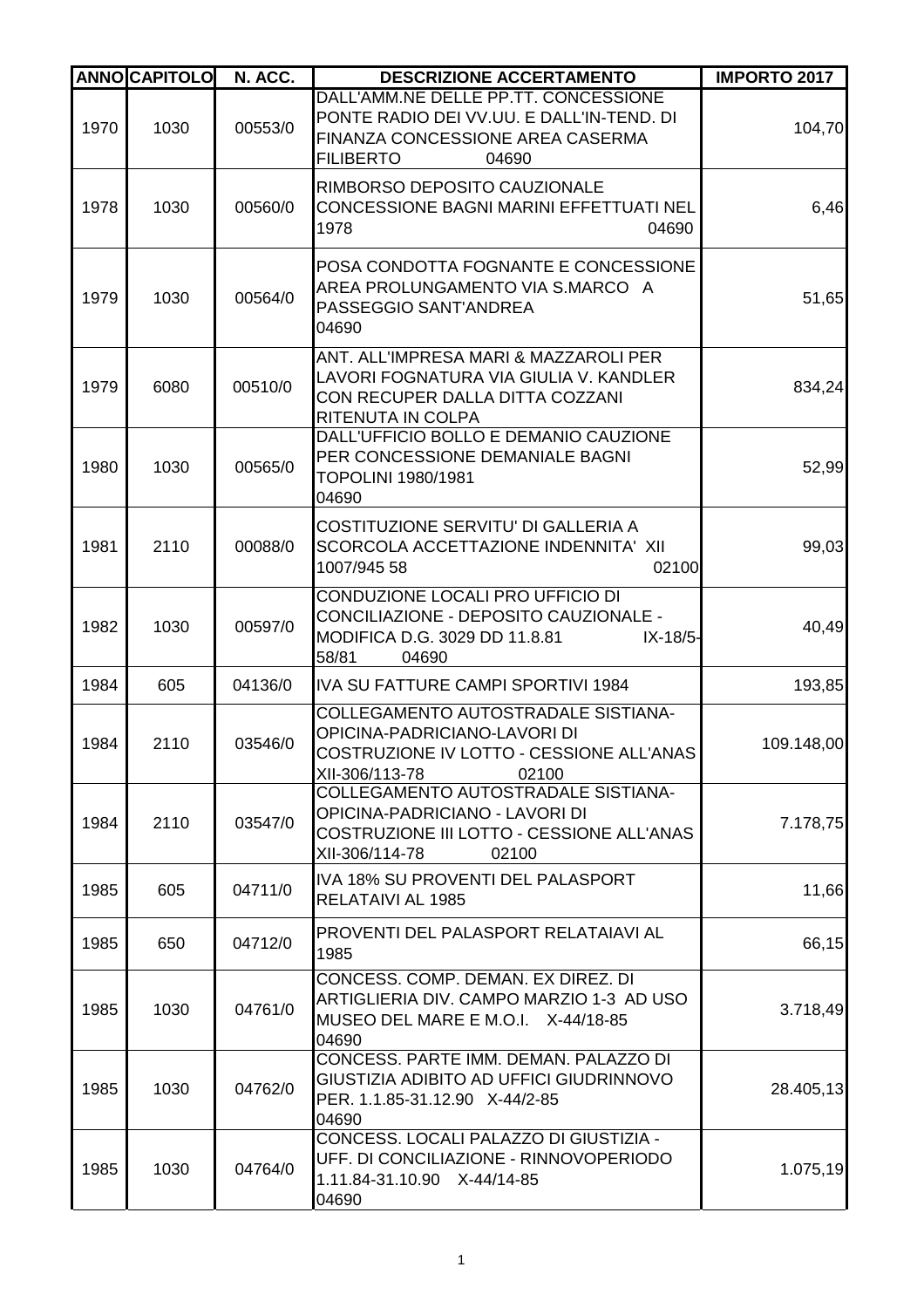| ANNO | CAPITOLO | N. ACC. | DESCRIZIONE ACCERTAMENTO | IMPORTO 2017 |
|---|---|---|---|---|
| 1970 | 1030 | 00553/0 | DALL'AMM.NE DELLE PP.TT. CONCESSIONE PONTE RADIO DEI VV.UU. E DALL'IN-TEND. DI FINANZA CONCESSIONE AREA CASERMA FILIBERTO 04690 | 104,70 |
| 1978 | 1030 | 00560/0 | RIMBORSO DEPOSITO CAUZIONALE CONCESSIONE BAGNI MARINI EFFETTUATI NEL 1978 04690 | 6,46 |
| 1979 | 1030 | 00564/0 | POSA CONDOTTA FOGNANTE E CONCESSIONE AREA PROLUNGAMENTO VIA S.MARCO A PASSEGGIO SANT'ANDREA 04690 | 51,65 |
| 1979 | 6080 | 00510/0 | ANT. ALL'IMPRESA MARI & MAZZAROLI PER LAVORI FOGNATURA VIA GIULIA V. KANDLER CON RECUPER DALLA DITTA COZZANI RITENUTA IN COLPA | 834,24 |
| 1980 | 1030 | 00565/0 | DALL'UFFICIO BOLLO E DEMANIO CAUZIONE PER CONCESSIONE DEMANIALE BAGNI TOPOLINI 1980/1981 04690 | 52,99 |
| 1981 | 2110 | 00088/0 | COSTITUZIONE SERVITU' DI GALLERIA A SCORCOLA ACCETTAZIONE INDENNITA' XII 1007/945 58 02100 | 99,03 |
| 1982 | 1030 | 00597/0 | CONDUZIONE LOCALI PRO UFFICIO DI CONCILIAZIONE - DEPOSITO CAUZIONALE - MODIFICA D.G. 3029 DD 11.8.81 IX-18/5-58/81 04690 | 40,49 |
| 1984 | 605 | 04136/0 | IVA SU FATTURE CAMPI SPORTIVI 1984 | 193,85 |
| 1984 | 2110 | 03546/0 | COLLEGAMENTO AUTOSTRADALE SISTIANA-OPICINA-PADRICIANO-LAVORI DI COSTRUZIONE IV LOTTO - CESSIONE ALL'ANAS XII-306/113-78 02100 | 109.148,00 |
| 1984 | 2110 | 03547/0 | COLLEGAMENTO AUTOSTRADALE SISTIANA-OPICINA-PADRICIANO - LAVORI DI COSTRUZIONE III LOTTO - CESSIONE ALL'ANAS XII-306/114-78 02100 | 7.178,75 |
| 1985 | 605 | 04711/0 | IVA 18% SU PROVENTI DEL PALASPORT RELATAIVI AL 1985 | 11,66 |
| 1985 | 650 | 04712/0 | PROVENTI DEL PALASPORT RELATAIAVI AL 1985 | 66,15 |
| 1985 | 1030 | 04761/0 | CONCESS. COMP. DEMAN. EX DIREZ. DI ARTIGLIERIA DIV. CAMPO MARZIO 1-3 AD USO MUSEO DEL MARE E M.O.I. X-44/18-85 04690 | 3.718,49 |
| 1985 | 1030 | 04762/0 | CONCESS. PARTE IMM. DEMAN. PALAZZO DI GIUSTIZIA ADIBITO AD UFFICI GIUDRINNOVO PER. 1.1.85-31.12.90 X-44/2-85 04690 | 28.405,13 |
| 1985 | 1030 | 04764/0 | CONCESS. LOCALI PALAZZO DI GIUSTIZIA - UFF. DI CONCILIAZIONE - RINNOVOPERIODO 1.11.84-31.10.90 X-44/14-85 04690 | 1.075,19 |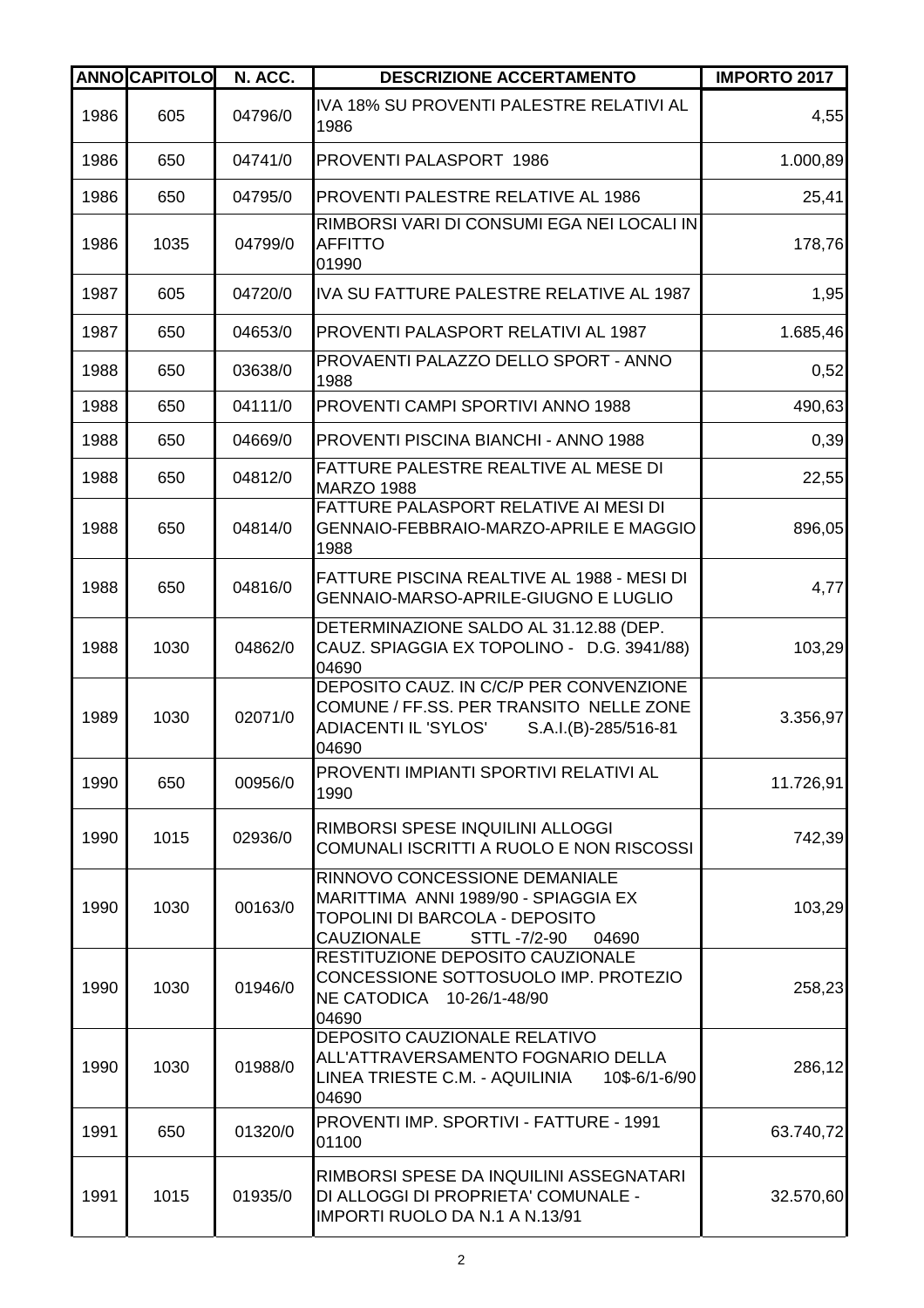| ANNO | CAPITOLO | N. ACC. | DESCRIZIONE ACCERTAMENTO | IMPORTO 2017 |
|---|---|---|---|---|
| 1986 | 605 | 04796/0 | IVA 18% SU PROVENTI PALESTRE RELATIVI AL 1986 | 4,55 |
| 1986 | 650 | 04741/0 | PROVENTI PALASPORT 1986 | 1.000,89 |
| 1986 | 650 | 04795/0 | PROVENTI PALESTRE RELATIVE AL 1986 | 25,41 |
| 1986 | 1035 | 04799/0 | RIMBORSI VARI DI CONSUMI EGA NEI LOCALI IN AFFITTO 01990 | 178,76 |
| 1987 | 605 | 04720/0 | IVA SU FATTURE PALESTRE RELATIVE AL 1987 | 1,95 |
| 1987 | 650 | 04653/0 | PROVENTI PALASPORT RELATIVI AL 1987 | 1.685,46 |
| 1988 | 650 | 03638/0 | PROVAENTI PALAZZO DELLO SPORT - ANNO 1988 | 0,52 |
| 1988 | 650 | 04111/0 | PROVENTI CAMPI SPORTIVI ANNO 1988 | 490,63 |
| 1988 | 650 | 04669/0 | PROVENTI PISCINA BIANCHI - ANNO 1988 | 0,39 |
| 1988 | 650 | 04812/0 | FATTURE PALESTRE REALTIVE AL MESE DI MARZO 1988 | 22,55 |
| 1988 | 650 | 04814/0 | FATTURE PALASPORT RELATIVE AI MESI DI GENNAIO-FEBBRAIO-MARZO-APRILE E MAGGIO 1988 | 896,05 |
| 1988 | 650 | 04816/0 | FATTURE PISCINA REALTIVE AL 1988 - MESI DI GENNAIO-MARSO-APRILE-GIUGNO E LUGLIO | 4,77 |
| 1988 | 1030 | 04862/0 | DETERMINAZIONE SALDO AL 31.12.88 (DEP. CAUZ. SPIAGGIA EX TOPOLINO - D.G. 3941/88) 04690 | 103,29 |
| 1989 | 1030 | 02071/0 | DEPOSITO CAUZ. IN C/C/P PER CONVENZIONE COMUNE / FF.SS. PER TRANSITO NELLE ZONE ADIACENTI IL 'SYLOS' S.A.I.(B)-285/516-81 04690 | 3.356,97 |
| 1990 | 650 | 00956/0 | PROVENTI IMPIANTI SPORTIVI RELATIVI AL 1990 | 11.726,91 |
| 1990 | 1015 | 02936/0 | RIMBORSI SPESE INQUILINI ALLOGGI COMUNALI ISCRITTI A RUOLO E NON RISCOSSI | 742,39 |
| 1990 | 1030 | 00163/0 | RINNOVO CONCESSIONE DEMANIALE MARITTIMA ANNI 1989/90 - SPIAGGIA EX TOPOLINI DI BARCOLA - DEPOSITO CAUZIONALE STTL -7/2-90 04690 | 103,29 |
| 1990 | 1030 | 01946/0 | RESTITUZIONE DEPOSITO CAUZIONALE CONCESSIONE SOTTOSUOLO IMP. PROTEZIO NE CATODICA 10-26/1-48/90 04690 | 258,23 |
| 1990 | 1030 | 01988/0 | DEPOSITO CAUZIONALE RELATIVO ALL'ATTRAVERSAMENTO FOGNARIO DELLA LINEA TRIESTE C.M. - AQUILINIA 10$-6/1-6/90 04690 | 286,12 |
| 1991 | 650 | 01320/0 | PROVENTI IMP. SPORTIVI - FATTURE - 1991 01100 | 63.740,72 |
| 1991 | 1015 | 01935/0 | RIMBORSI SPESE DA INQUILINI ASSEGNATARI DI ALLOGGI DI PROPRIETA' COMUNALE - IMPORTI RUOLO DA N.1 A N.13/91 | 32.570,60 |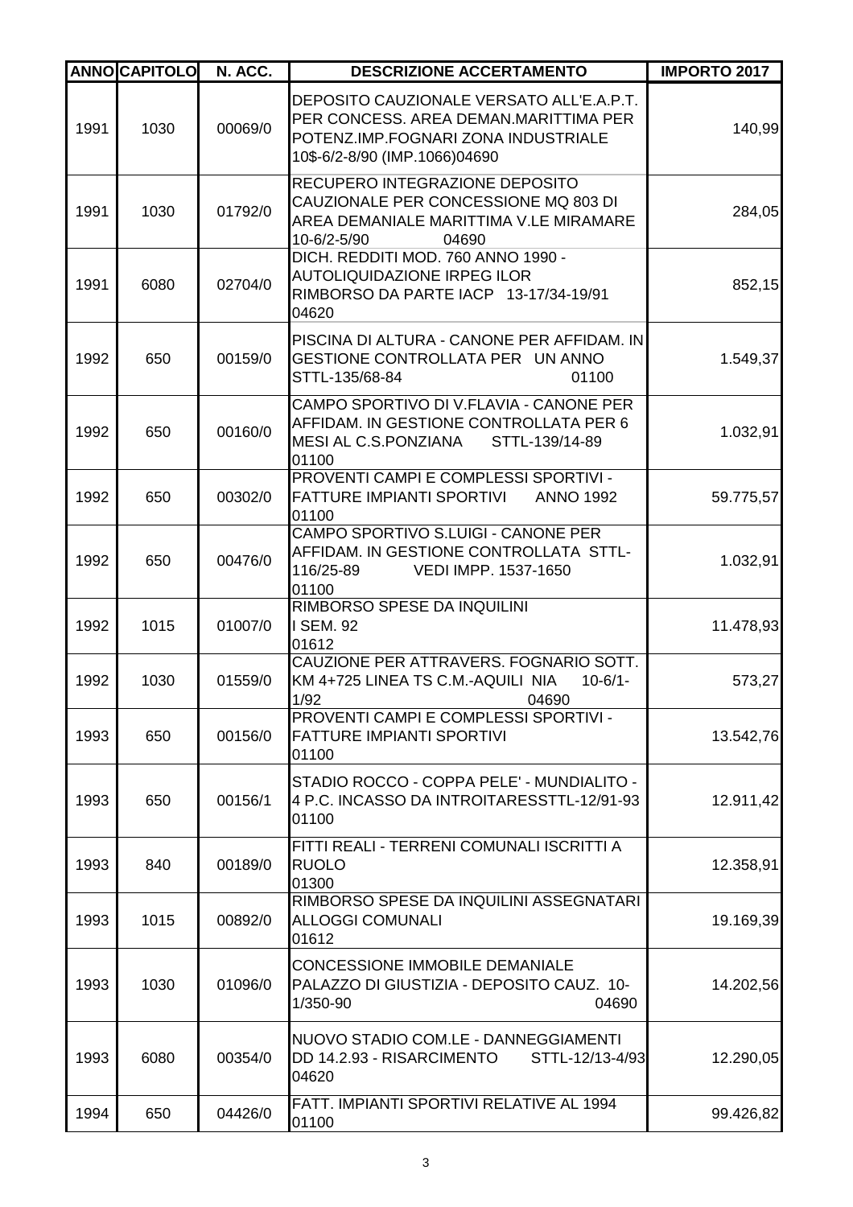| ANNO | CAPITOLO | N. ACC. | DESCRIZIONE ACCERTAMENTO | IMPORTO 2017 |
| --- | --- | --- | --- | --- |
| 1991 | 1030 | 00069/0 | DEPOSITO CAUZIONALE VERSATO ALL'E.A.P.T. PER CONCESS. AREA DEMAN.MARITTIMA PER POTENZ.IMP.FOGNARI ZONA INDUSTRIALE 10$-6/2-8/90 (IMP.1066)04690 | 140,99 |
| 1991 | 1030 | 01792/0 | RECUPERO INTEGRAZIONE DEPOSITO CAUZIONALE PER CONCESSIONE MQ 803 DI AREA DEMANIALE MARITTIMA V.LE MIRAMARE 10-6/2-5/90 04690 | 284,05 |
| 1991 | 6080 | 02704/0 | DICH. REDDITI MOD. 760 ANNO 1990 - AUTOLIQUIDAZIONE IRPEG ILOR RIMBORSO DA PARTE IACP 13-17/34-19/91 04620 | 852,15 |
| 1992 | 650 | 00159/0 | PISCINA DI ALTURA - CANONE PER AFFIDAM. IN GESTIONE CONTROLLATA PER UN ANNO STTL-135/68-84 01100 | 1.549,37 |
| 1992 | 650 | 00160/0 | CAMPO SPORTIVO DI V.FLAVIA - CANONE PER AFFIDAM. IN GESTIONE CONTROLLATA PER 6 MESI AL C.S.PONZIANA STTL-139/14-89 01100 | 1.032,91 |
| 1992 | 650 | 00302/0 | PROVENTI CAMPI E COMPLESSI SPORTIVI - FATTURE IMPIANTI SPORTIVI ANNO 1992 01100 | 59.775,57 |
| 1992 | 650 | 00476/0 | CAMPO SPORTIVO S.LUIGI - CANONE PER AFFIDAM. IN GESTIONE CONTROLLATA STTL-116/25-89 VEDI IMPP. 1537-1650 01100 | 1.032,91 |
| 1992 | 1015 | 01007/0 | RIMBORSO SPESE DA INQUILINI I SEM. 92 01612 | 11.478,93 |
| 1992 | 1030 | 01559/0 | CAUZIONE PER ATTRAVERS. FOGNARIO SOTT. KM 4+725 LINEA TS C.M.-AQUILI NIA 10-6/1-1/92 04690 | 573,27 |
| 1993 | 650 | 00156/0 | PROVENTI CAMPI E COMPLESSI SPORTIVI - FATTURE IMPIANTI SPORTIVI 01100 | 13.542,76 |
| 1993 | 650 | 00156/1 | STADIO ROCCO - COPPA PELE' - MUNDIALITO - 4 P.C. INCASSO DA INTROITARESSTTL-12/91-93 01100 | 12.911,42 |
| 1993 | 840 | 00189/0 | FITTI REALI - TERRENI COMUNALI ISCRITTI A RUOLO 01300 | 12.358,91 |
| 1993 | 1015 | 00892/0 | RIMBORSO SPESE DA INQUILINI ASSEGNATARI ALLOGGI COMUNALI 01612 | 19.169,39 |
| 1993 | 1030 | 01096/0 | CONCESSIONE IMMOBILE DEMANIALE PALAZZO DI GIUSTIZIA - DEPOSITO CAUZ. 10-1/350-90 04690 | 14.202,56 |
| 1993 | 6080 | 00354/0 | NUOVO STADIO COM.LE - DANNEGGIAMENTI DD 14.2.93 - RISARCIMENTO STTL-12/13-4/93 04620 | 12.290,05 |
| 1994 | 650 | 04426/0 | FATT. IMPIANTI SPORTIVI RELATIVE AL 1994 01100 | 99.426,82 |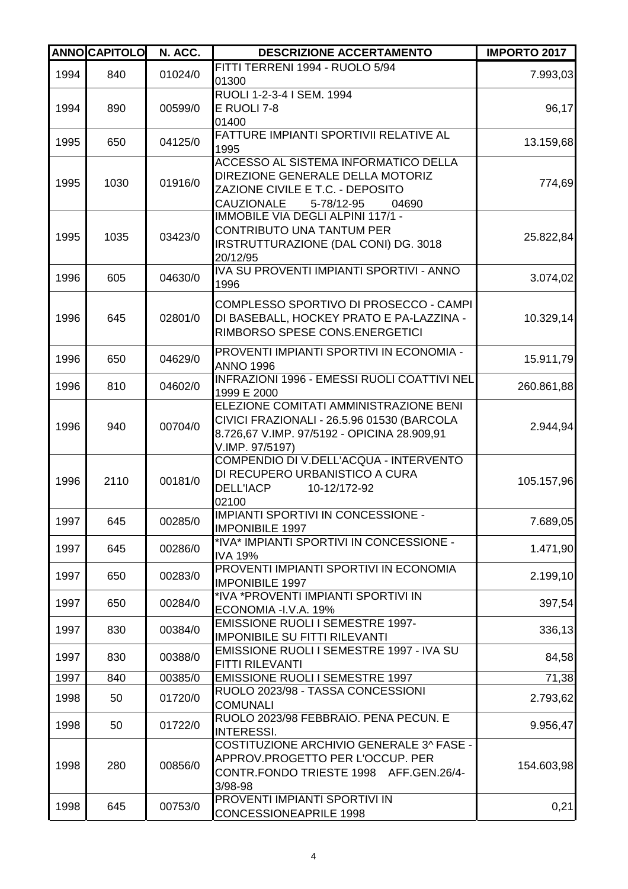| ANNO | CAPITOLO | N. ACC. | DESCRIZIONE ACCERTAMENTO | IMPORTO 2017 |
|---|---|---|---|---|
| 1994 | 840 | 01024/0 | FITTI TERRENI 1994 - RUOLO 5/94 01300 | 7.993,03 |
| 1994 | 890 | 00599/0 | RUOLI 1-2-3-4 I SEM. 1994 E RUOLI 7-8 01400 | 96,17 |
| 1995 | 650 | 04125/0 | FATTURE IMPIANTI SPORTIVII RELATIVE AL 1995 | 13.159,68 |
| 1995 | 1030 | 01916/0 | ACCESSO AL SISTEMA INFORMATICO DELLA DIREZIONE GENERALE DELLA MOTORIZ ZAZIONE CIVILE E T.C. - DEPOSITO CAUZIONALE 5-78/12-95 04690 | 774,69 |
| 1995 | 1035 | 03423/0 | IMMOBILE VIA DEGLI ALPINI 117/1 - CONTRIBUTO UNA TANTUM PER IRSTRUTTURAZIONE (DAL CONI) DG. 3018 20/12/95 | 25.822,84 |
| 1996 | 605 | 04630/0 | IVA SU PROVENTI IMPIANTI SPORTIVI - ANNO 1996 | 3.074,02 |
| 1996 | 645 | 02801/0 | COMPLESSO SPORTIVO DI PROSECCO - CAMPI DI BASEBALL, HOCKEY PRATO E PA-LAZZINA - RIMBORSO SPESE CONS.ENERGETICI | 10.329,14 |
| 1996 | 650 | 04629/0 | PROVENTI IMPIANTI SPORTIVI IN ECONOMIA - ANNO 1996 | 15.911,79 |
| 1996 | 810 | 04602/0 | INFRAZIONI 1996 - EMESSI RUOLI COATTIVI NEL 1999 E 2000 | 260.861,88 |
| 1996 | 940 | 00704/0 | ELEZIONE COMITATI AMMINISTRAZIONE BENI CIVICI FRAZIONALI - 26.5.96 01530 (BARCOLA 8.726,67 V.IMP. 97/5192 - OPICINA 28.909,91 V.IMP. 97/5197) | 2.944,94 |
| 1996 | 2110 | 00181/0 | COMPENDIO DI V.DELL'ACQUA - INTERVENTO DI RECUPERO URBANISTICO A CURA DELL'IACP 10-12/172-92 02100 | 105.157,96 |
| 1997 | 645 | 00285/0 | IMPIANTI SPORTIVI IN CONCESSIONE - IMPONIBILE 1997 | 7.689,05 |
| 1997 | 645 | 00286/0 | *IVA* IMPIANTI SPORTIVI IN CONCESSIONE - IVA 19% | 1.471,90 |
| 1997 | 650 | 00283/0 | PROVENTI IMPIANTI SPORTIVI IN ECONOMIA IMPONIBILE 1997 | 2.199,10 |
| 1997 | 650 | 00284/0 | *IVA *PROVENTI IMPIANTI SPORTIVI IN ECONOMIA -I.V.A. 19% | 397,54 |
| 1997 | 830 | 00384/0 | EMISSIONE RUOLI I SEMESTRE 1997- IMPONIBILE SU FITTI RILEVANTI | 336,13 |
| 1997 | 830 | 00388/0 | EMISSIONE RUOLI I SEMESTRE 1997 - IVA SU FITTI RILEVANTI | 84,58 |
| 1997 | 840 | 00385/0 | EMISSIONE RUOLI I SEMESTRE 1997 | 71,38 |
| 1998 | 50 | 01720/0 | RUOLO 2023/98 - TASSA CONCESSIONI COMUNALI | 2.793,62 |
| 1998 | 50 | 01722/0 | RUOLO 2023/98 FEBBRAIO. PENA PECUN. E INTERESSI. | 9.956,47 |
| 1998 | 280 | 00856/0 | COSTITUZIONE ARCHIVIO GENERALE 3^ FASE - APPROV.PROGETTO PER L'OCCUP. PER CONTR.FONDO TRIESTE 1998 AFF.GEN.26/4-3/98-98 | 154.603,98 |
| 1998 | 645 | 00753/0 | PROVENTI IMPIANTI SPORTIVI IN CONCESSIONEAPRILE 1998 | 0,21 |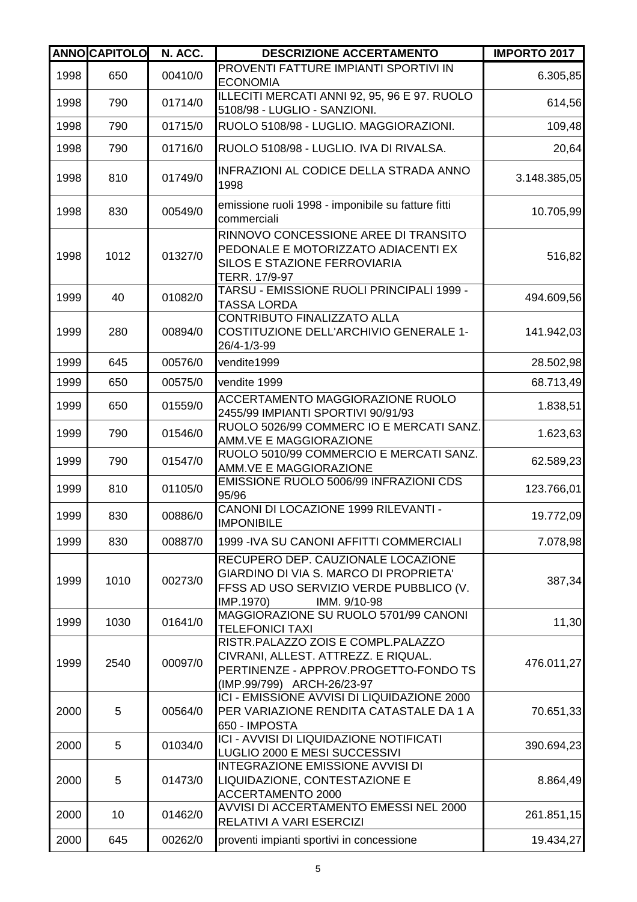| ANNO | CAPITOLO | N. ACC. | DESCRIZIONE ACCERTAMENTO | IMPORTO 2017 |
|---|---|---|---|---|
| 1998 | 650 | 00410/0 | PROVENTI FATTURE IMPIANTI SPORTIVI IN ECONOMIA | 6.305,85 |
| 1998 | 790 | 01714/0 | ILLECITI MERCATI ANNI 92, 95, 96 E 97. RUOLO 5108/98 - LUGLIO - SANZIONI. | 614,56 |
| 1998 | 790 | 01715/0 | RUOLO 5108/98 - LUGLIO. MAGGIORAZIONI. | 109,48 |
| 1998 | 790 | 01716/0 | RUOLO 5108/98 - LUGLIO. IVA DI RIVALSA. | 20,64 |
| 1998 | 810 | 01749/0 | INFRAZIONI AL CODICE DELLA STRADA ANNO 1998 | 3.148.385,05 |
| 1998 | 830 | 00549/0 | emissione ruoli 1998 - imponibile su fatture fitti commerciali | 10.705,99 |
| 1998 | 1012 | 01327/0 | RINNOVO CONCESSIONE AREE DI TRANSITO PEDONALE E MOTORIZZATO ADIACENTI EX SILOS E STAZIONE FERROVIARIA TERR. 17/9-97 | 516,82 |
| 1999 | 40 | 01082/0 | TARSU - EMISSIONE RUOLI PRINCIPALI 1999 - TASSA LORDA | 494.609,56 |
| 1999 | 280 | 00894/0 | CONTRIBUTO FINALIZZATO ALLA COSTITUZIONE DELL'ARCHIVIO GENERALE 1-26/4-1/3-99 | 141.942,03 |
| 1999 | 645 | 00576/0 | vendite1999 | 28.502,98 |
| 1999 | 650 | 00575/0 | vendite 1999 | 68.713,49 |
| 1999 | 650 | 01559/0 | ACCERTAMENTO MAGGIORAZIONE RUOLO 2455/99 IMPIANTI SPORTIVI 90/91/93 | 1.838,51 |
| 1999 | 790 | 01546/0 | RUOLO 5026/99 COMMERC IO E MERCATI SANZ. AMM.VE E MAGGIORAZIONE | 1.623,63 |
| 1999 | 790 | 01547/0 | RUOLO 5010/99 COMMERCIO E MERCATI SANZ. AMM.VE E MAGGIORAZIONE | 62.589,23 |
| 1999 | 810 | 01105/0 | EMISSIONE RUOLO 5006/99 INFRAZIONI CDS 95/96 | 123.766,01 |
| 1999 | 830 | 00886/0 | CANONI DI LOCAZIONE 1999 RILEVANTI - IMPONIBILE | 19.772,09 |
| 1999 | 830 | 00887/0 | 1999 -IVA SU CANONI AFFITTI COMMERCIALI | 7.078,98 |
| 1999 | 1010 | 00273/0 | RECUPERO DEP. CAUZIONALE LOCAZIONE GIARDINO DI VIA S. MARCO DI PROPRIETA' FFSS AD USO SERVIZIO VERDE PUBBLICO (V. IMP.1970) IMM. 9/10-98 | 387,34 |
| 1999 | 1030 | 01641/0 | MAGGIORAZIONE SU RUOLO 5701/99 CANONI TELEFONICI TAXI | 11,30 |
| 1999 | 2540 | 00097/0 | RISTR.PALAZZO ZOIS E COMPL.PALAZZO CIVRANI, ALLEST. ATTREZZ. E RIQUAL. PERTINENZE - APPROV.PROGETTO-FONDO TS (IMP.99/799) ARCH-26/23-97 | 476.011,27 |
| 2000 | 5 | 00564/0 | ICI - EMISSIONE AVVISI DI LIQUIDAZIONE 2000 PER VARIAZIONE RENDITA CATASTALE DA 1 A 650 - IMPOSTA | 70.651,33 |
| 2000 | 5 | 01034/0 | ICI - AVVISI DI LIQUIDAZIONE NOTIFICATI LUGLIO 2000 E MESI SUCCESSIVI | 390.694,23 |
| 2000 | 5 | 01473/0 | INTEGRAZIONE EMISSIONE AVVISI DI LIQUIDAZIONE, CONTESTAZIONE E ACCERTAMENTO 2000 | 8.864,49 |
| 2000 | 10 | 01462/0 | AVVISI DI ACCERTAMENTO EMESSI NEL 2000 RELATIVI A VARI ESERCIZI | 261.851,15 |
| 2000 | 645 | 00262/0 | proventi impianti sportivi in concessione | 19.434,27 |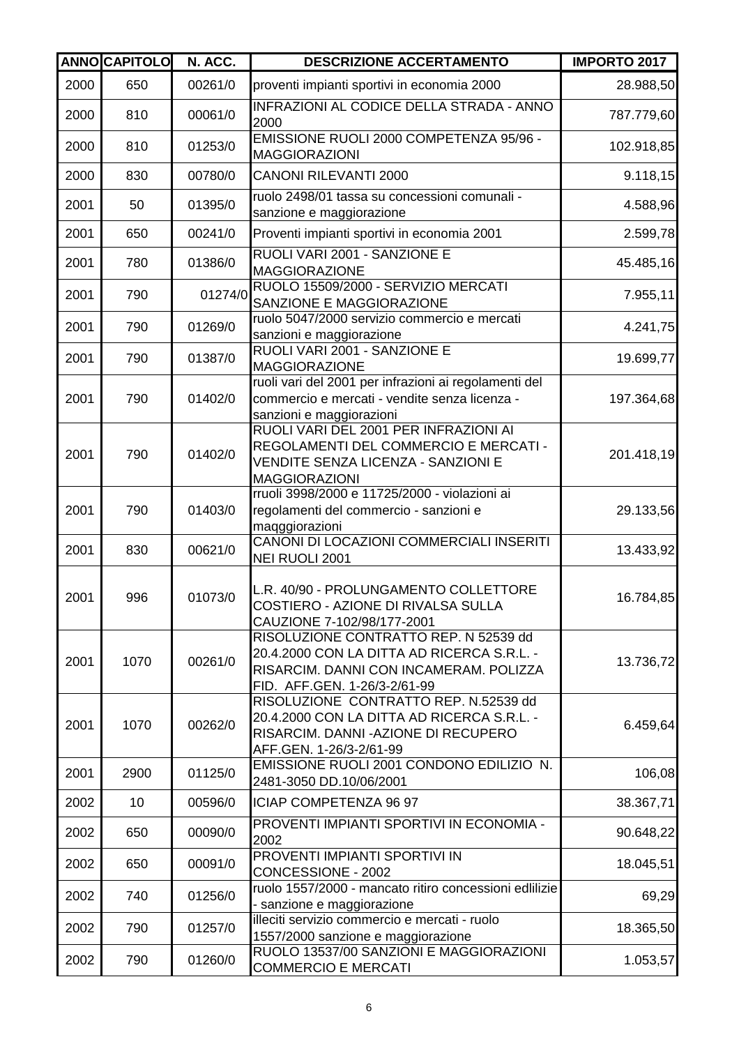| ANNO | CAPITOLO | N. ACC. | DESCRIZIONE ACCERTAMENTO | IMPORTO 2017 |
|---|---|---|---|---|
| 2000 | 650 | 00261/0 | proventi impianti sportivi in economia 2000 | 28.988,50 |
| 2000 | 810 | 00061/0 | INFRAZIONI AL CODICE DELLA STRADA - ANNO 2000 | 787.779,60 |
| 2000 | 810 | 01253/0 | EMISSIONE RUOLI 2000 COMPETENZA 95/96 - MAGGIORAZIONI | 102.918,85 |
| 2000 | 830 | 00780/0 | CANONI RILEVANTI 2000 | 9.118,15 |
| 2001 | 50 | 01395/0 | ruolo 2498/01 tassa su concessioni comunali - sanzione e maggiorazione | 4.588,96 |
| 2001 | 650 | 00241/0 | Proventi impianti sportivi in economia 2001 | 2.599,78 |
| 2001 | 780 | 01386/0 | RUOLI VARI 2001 - SANZIONE E MAGGIORAZIONE | 45.485,16 |
| 2001 | 790 | 01274/0 | RUOLO 15509/2000 - SERVIZIO MERCATI SANZIONE E MAGGIORAZIONE | 7.955,11 |
| 2001 | 790 | 01269/0 | ruolo 5047/2000 servizio commercio e mercati sanzioni e maggiorazione | 4.241,75 |
| 2001 | 790 | 01387/0 | RUOLI VARI 2001 - SANZIONE E MAGGIORAZIONE | 19.699,77 |
| 2001 | 790 | 01402/0 | ruoli vari del 2001 per infrazioni ai regolamenti del commercio e mercati - vendite senza licenza - sanzioni e maggiorazioni | 197.364,68 |
| 2001 | 790 | 01402/0 | RUOLI VARI DEL 2001 PER INFRAZIONI AI REGOLAMENTI DEL COMMERCIO E MERCATI - VENDITE SENZA LICENZA - SANZIONI E MAGGIORAZIONI | 201.418,19 |
| 2001 | 790 | 01403/0 | rruoli 3998/2000 e 11725/2000 - violazioni ai regolamenti del commercio - sanzioni e maqggiorazioni | 29.133,56 |
| 2001 | 830 | 00621/0 | CANONI DI LOCAZIONI COMMERCIALI INSERITI NEI RUOLI 2001 | 13.433,92 |
| 2001 | 996 | 01073/0 | L.R. 40/90 - PROLUNGAMENTO COLLETTORE COSTIERO - AZIONE DI RIVALSA SULLA CAUZIONE 7-102/98/177-2001 | 16.784,85 |
| 2001 | 1070 | 00261/0 | RISOLUZIONE CONTRATTO REP. N 52539 dd 20.4.2000 CON LA DITTA AD RICERCA S.R.L. - RISARCIM. DANNI CON INCAMERAM. POLIZZA FID. AFF.GEN. 1-26/3-2/61-99 | 13.736,72 |
| 2001 | 1070 | 00262/0 | RISOLUZIONE CONTRATTO REP. N.52539 dd 20.4.2000 CON LA DITTA AD RICERCA S.R.L. - RISARCIM. DANNI -AZIONE DI RECUPERO AFF.GEN. 1-26/3-2/61-99 | 6.459,64 |
| 2001 | 2900 | 01125/0 | EMISSIONE RUOLI 2001 CONDONO EDILIZIO N. 2481-3050 DD.10/06/2001 | 106,08 |
| 2002 | 10 | 00596/0 | ICIAP COMPETENZA 96 97 | 38.367,71 |
| 2002 | 650 | 00090/0 | PROVENTI IMPIANTI SPORTIVI IN ECONOMIA - 2002 | 90.648,22 |
| 2002 | 650 | 00091/0 | PROVENTI IMPIANTI SPORTIVI IN CONCESSIONE - 2002 | 18.045,51 |
| 2002 | 740 | 01256/0 | ruolo 1557/2000 - mancato ritiro concessioni edlilizie - sanzione e maggiorazione | 69,29 |
| 2002 | 790 | 01257/0 | illeciti servizio commercio e mercati - ruolo 1557/2000 sanzione e maggiorazione | 18.365,50 |
| 2002 | 790 | 01260/0 | RUOLO 13537/00 SANZIONI E MAGGIORAZIONI COMMERCIO E MERCATI | 1.053,57 |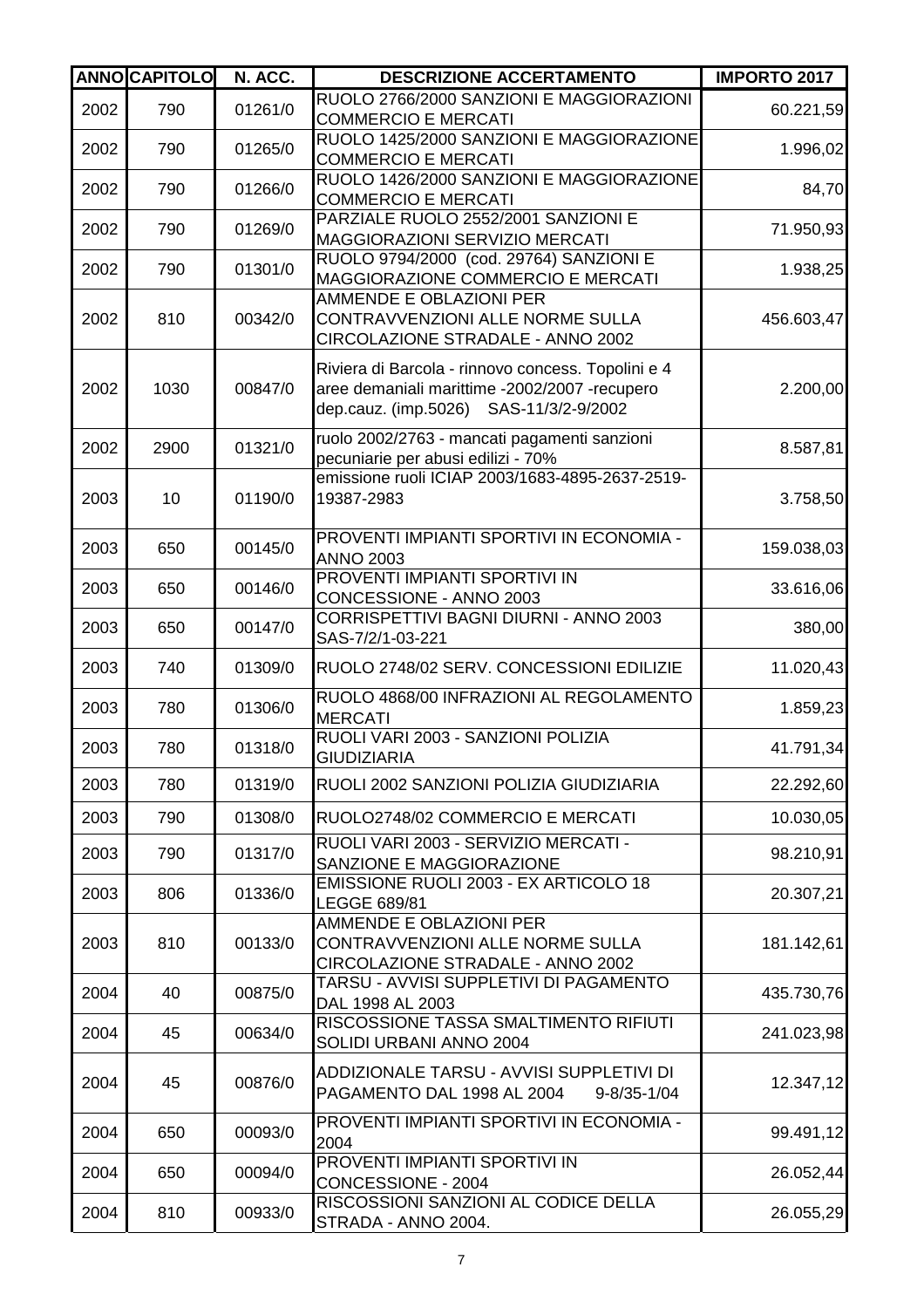| ANNO | CAPITOLO | N. ACC. | DESCRIZIONE ACCERTAMENTO | IMPORTO 2017 |
|---|---|---|---|---|
| 2002 | 790 | 01261/0 | RUOLO 2766/2000 SANZIONI E MAGGIORAZIONI COMMERCIO E MERCATI | 60.221,59 |
| 2002 | 790 | 01265/0 | RUOLO 1425/2000 SANZIONI E MAGGIORAZIONE COMMERCIO E MERCATI | 1.996,02 |
| 2002 | 790 | 01266/0 | RUOLO 1426/2000 SANZIONI E MAGGIORAZIONE COMMERCIO E MERCATI | 84,70 |
| 2002 | 790 | 01269/0 | PARZIALE RUOLO 2552/2001 SANZIONI E MAGGIORAZIONI SERVIZIO MERCATI | 71.950,93 |
| 2002 | 790 | 01301/0 | RUOLO 9794/2000 (cod. 29764) SANZIONI E MAGGIORAZIONE COMMERCIO E MERCATI | 1.938,25 |
| 2002 | 810 | 00342/0 | AMMENDE E OBLAZIONI PER CONTRAVVENZIONI ALLE NORME SULLA CIRCOLAZIONE STRADALE - ANNO 2002 | 456.603,47 |
| 2002 | 1030 | 00847/0 | Riviera di Barcola - rinnovo concess. Topolini e 4 aree demaniali marittime -2002/2007 -recupero dep.cauz. (imp.5026) SAS-11/3/2-9/2002 | 2.200,00 |
| 2002 | 2900 | 01321/0 | ruolo 2002/2763 - mancati pagamenti sanzioni pecuniarie per abusi edilizi - 70% | 8.587,81 |
| 2003 | 10 | 01190/0 | emissione ruoli ICIAP 2003/1683-4895-2637-2519-19387-2983 | 3.758,50 |
| 2003 | 650 | 00145/0 | PROVENTI IMPIANTI SPORTIVI IN ECONOMIA - ANNO 2003 | 159.038,03 |
| 2003 | 650 | 00146/0 | PROVENTI IMPIANTI SPORTIVI IN CONCESSIONE - ANNO 2003 | 33.616,06 |
| 2003 | 650 | 00147/0 | CORRISPETTIVI BAGNI DIURNI - ANNO 2003 SAS-7/2/1-03-221 | 380,00 |
| 2003 | 740 | 01309/0 | RUOLO 2748/02 SERV. CONCESSIONI EDILIZIE | 11.020,43 |
| 2003 | 780 | 01306/0 | RUOLO 4868/00 INFRAZIONI AL REGOLAMENTO MERCATI | 1.859,23 |
| 2003 | 780 | 01318/0 | RUOLI VARI 2003 - SANZIONI POLIZIA GIUDIZIARIA | 41.791,34 |
| 2003 | 780 | 01319/0 | RUOLI 2002 SANZIONI POLIZIA GIUDIZIARIA | 22.292,60 |
| 2003 | 790 | 01308/0 | RUOLO2748/02 COMMERCIO E MERCATI | 10.030,05 |
| 2003 | 790 | 01317/0 | RUOLI VARI 2003 - SERVIZIO MERCATI - SANZIONE E MAGGIORAZIONE | 98.210,91 |
| 2003 | 806 | 01336/0 | EMISSIONE RUOLI 2003 - EX ARTICOLO 18 LEGGE 689/81 | 20.307,21 |
| 2003 | 810 | 00133/0 | AMMENDE E OBLAZIONI PER CONTRAVVENZIONI ALLE NORME SULLA CIRCOLAZIONE STRADALE - ANNO 2002 | 181.142,61 |
| 2004 | 40 | 00875/0 | TARSU - AVVISI SUPPLETIVI DI PAGAMENTO DAL 1998 AL 2003 | 435.730,76 |
| 2004 | 45 | 00634/0 | RISCOSSIONE TASSA SMALTIMENTO RIFIUTI SOLIDI URBANI ANNO 2004 | 241.023,98 |
| 2004 | 45 | 00876/0 | ADDIZIONALE TARSU - AVVISI SUPPLETIVI DI PAGAMENTO DAL 1998 AL 2004 9-8/35-1/04 | 12.347,12 |
| 2004 | 650 | 00093/0 | PROVENTI IMPIANTI SPORTIVI IN ECONOMIA - 2004 | 99.491,12 |
| 2004 | 650 | 00094/0 | PROVENTI IMPIANTI SPORTIVI IN CONCESSIONE - 2004 | 26.052,44 |
| 2004 | 810 | 00933/0 | RISCOSSIONI SANZIONI AL CODICE DELLA STRADA - ANNO 2004. | 26.055,29 |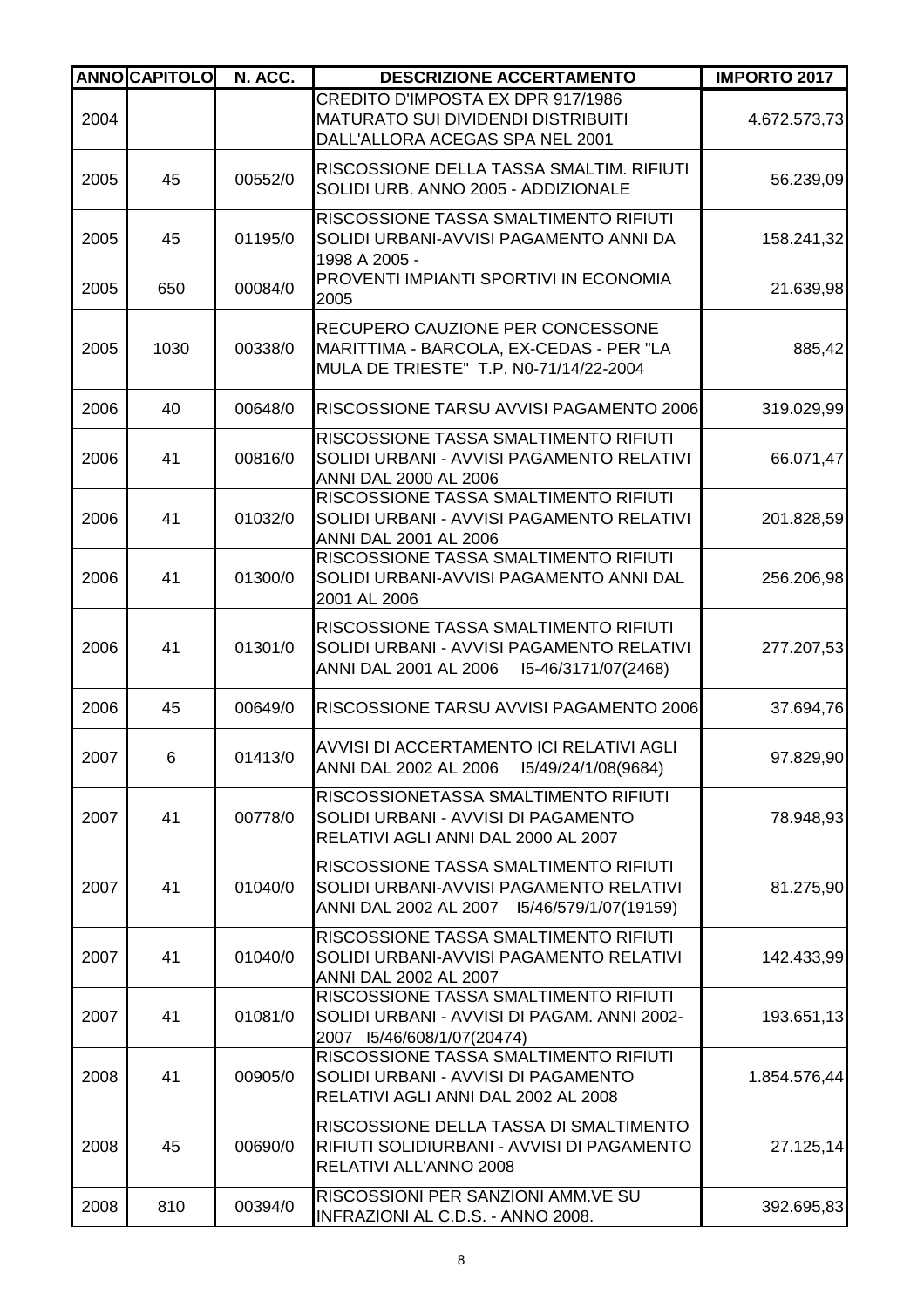| ANNO | CAPITOLO | N. ACC. | DESCRIZIONE ACCERTAMENTO | IMPORTO 2017 |
|---|---|---|---|---|
| 2004 | | | CREDITO D'IMPOSTA EX DPR 917/1986 MATURATO SUI DIVIDENDI DISTRIBUITI DALL'ALLORA ACEGAS SPA NEL 2001 | 4.672.573,73 |
| 2005 | 45 | 00552/0 | RISCOSSIONE DELLA TASSA SMALTIM. RIFIUTI SOLIDI URB. ANNO 2005 - ADDIZIONALE | 56.239,09 |
| 2005 | 45 | 01195/0 | RISCOSSIONE TASSA SMALTIMENTO RIFIUTI SOLIDI URBANI-AVVISI PAGAMENTO ANNI DA 1998 A 2005 - | 158.241,32 |
| 2005 | 650 | 00084/0 | PROVENTI IMPIANTI SPORTIVI IN ECONOMIA 2005 | 21.639,98 |
| 2005 | 1030 | 00338/0 | RECUPERO CAUZIONE PER CONCESSONE MARITTIMA - BARCOLA, EX-CEDAS - PER "LA MULA DE TRIESTE" T.P. N0-71/14/22-2004 | 885,42 |
| 2006 | 40 | 00648/0 | RISCOSSIONE TARSU AVVISI PAGAMENTO 2006 | 319.029,99 |
| 2006 | 41 | 00816/0 | RISCOSSIONE TASSA SMALTIMENTO RIFIUTI SOLIDI URBANI - AVVISI PAGAMENTO RELATIVI ANNI DAL 2000 AL 2006 | 66.071,47 |
| 2006 | 41 | 01032/0 | RISCOSSIONE TASSA SMALTIMENTO RIFIUTI SOLIDI URBANI - AVVISI PAGAMENTO RELATIVI ANNI DAL 2001 AL 2006 | 201.828,59 |
| 2006 | 41 | 01300/0 | RISCOSSIONE TASSA SMALTIMENTO RIFIUTI SOLIDI URBANI-AVVISI PAGAMENTO ANNI DAL 2001 AL 2006 | 256.206,98 |
| 2006 | 41 | 01301/0 | RISCOSSIONE TASSA SMALTIMENTO RIFIUTI SOLIDI URBANI - AVVISI PAGAMENTO RELATIVI ANNI DAL 2001 AL 2006 I5-46/3171/07(2468) | 277.207,53 |
| 2006 | 45 | 00649/0 | RISCOSSIONE TARSU AVVISI PAGAMENTO 2006 | 37.694,76 |
| 2007 | 6 | 01413/0 | AVVISI DI ACCERTAMENTO ICI RELATIVI AGLI ANNI DAL 2002 AL 2006 I5/49/24/1/08(9684) | 97.829,90 |
| 2007 | 41 | 00778/0 | RISCOSSIONETASSA SMALTIMENTO RIFIUTI SOLIDI URBANI - AVVISI DI PAGAMENTO RELATIVI AGLI ANNI DAL 2000 AL 2007 | 78.948,93 |
| 2007 | 41 | 01040/0 | RISCOSSIONE TASSA SMALTIMENTO RIFIUTI SOLIDI URBANI-AVVISI PAGAMENTO RELATIVI ANNI DAL 2002 AL 2007 I5/46/579/1/07(19159) | 81.275,90 |
| 2007 | 41 | 01040/0 | RISCOSSIONE TASSA SMALTIMENTO RIFIUTI SOLIDI URBANI-AVVISI PAGAMENTO RELATIVI ANNI DAL 2002 AL 2007 | 142.433,99 |
| 2007 | 41 | 01081/0 | RISCOSSIONE TASSA SMALTIMENTO RIFIUTI SOLIDI URBANI - AVVISI DI PAGAM. ANNI 2002-2007 I5/46/608/1/07(20474) | 193.651,13 |
| 2008 | 41 | 00905/0 | RISCOSSIONE TASSA SMALTIMENTO RIFIUTI SOLIDI URBANI - AVVISI DI PAGAMENTO RELATIVI AGLI ANNI DAL 2002 AL 2008 | 1.854.576,44 |
| 2008 | 45 | 00690/0 | RISCOSSIONE DELLA TASSA DI SMALTIMENTO RIFIUTI SOLIDIURBANI - AVVISI DI PAGAMENTO RELATIVI ALL'ANNO 2008 | 27.125,14 |
| 2008 | 810 | 00394/0 | RISCOSSIONI PER SANZIONI AMM.VE SU INFRAZIONI AL C.D.S. - ANNO 2008. | 392.695,83 |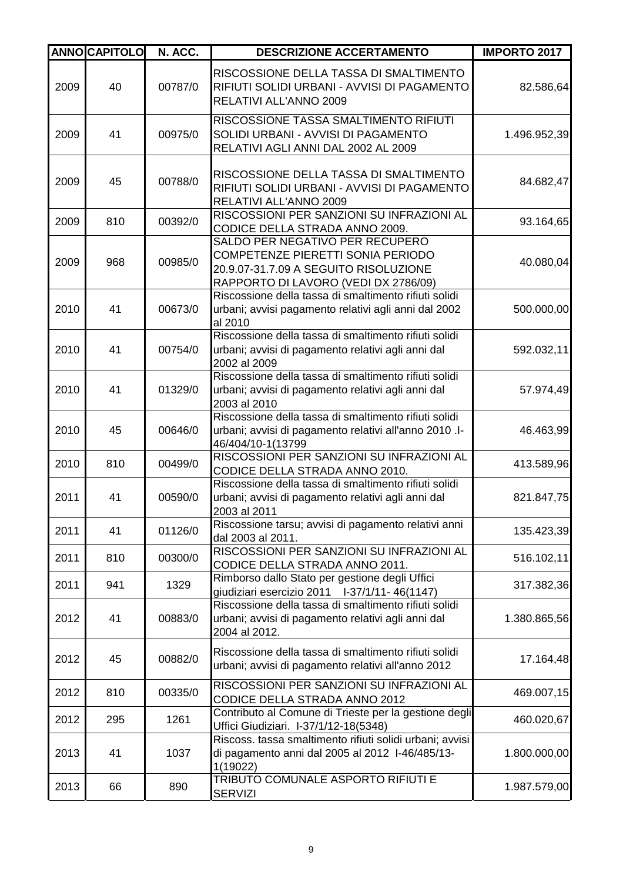| ANNO | CAPITOLO | N. ACC. | DESCRIZIONE ACCERTAMENTO | IMPORTO 2017 |
|---|---|---|---|---|
| 2009 | 40 | 00787/0 | RISCOSSIONE DELLA TASSA DI SMALTIMENTO RIFIUTI SOLIDI URBANI - AVVISI DI PAGAMENTO RELATIVI ALL'ANNO 2009 | 82.586,64 |
| 2009 | 41 | 00975/0 | RISCOSSIONE TASSA SMALTIMENTO RIFIUTI SOLIDI URBANI - AVVISI DI PAGAMENTO RELATIVI AGLI ANNI DAL 2002 AL 2009 | 1.496.952,39 |
| 2009 | 45 | 00788/0 | RISCOSSIONE DELLA TASSA DI SMALTIMENTO RIFIUTI SOLIDI URBANI - AVVISI DI PAGAMENTO RELATIVI ALL'ANNO 2009 | 84.682,47 |
| 2009 | 810 | 00392/0 | RISCOSSIONI PER SANZIONI SU INFRAZIONI AL CODICE DELLA STRADA ANNO 2009. | 93.164,65 |
| 2009 | 968 | 00985/0 | SALDO PER NEGATIVO PER RECUPERO COMPETENZE PIERETTI SONIA PERIODO 20.9.07-31.7.09 A SEGUITO RISOLUZIONE RAPPORTO DI LAVORO (VEDI DX 2786/09) | 40.080,04 |
| 2010 | 41 | 00673/0 | Riscossione della tassa di smaltimento rifiuti solidi urbani; avvisi pagamento relativi agli anni dal 2002 al 2010 | 500.000,00 |
| 2010 | 41 | 00754/0 | Riscossione della tassa di smaltimento rifiuti solidi urbani; avvisi di pagamento relativi agli anni dal 2002 al 2009 | 592.032,11 |
| 2010 | 41 | 01329/0 | Riscossione della tassa di smaltimento rifiuti solidi urbani; avvisi di pagamento relativi agli anni dal 2003 al 2010 | 57.974,49 |
| 2010 | 45 | 00646/0 | Riscossione della tassa di smaltimento rifiuti solidi urbani; avvisi di pagamento relativi all'anno 2010 .I-46/404/10-1(13799 | 46.463,99 |
| 2010 | 810 | 00499/0 | RISCOSSIONI PER SANZIONI SU INFRAZIONI AL CODICE DELLA STRADA ANNO 2010. | 413.589,96 |
| 2011 | 41 | 00590/0 | Riscossione della tassa di smaltimento rifiuti solidi urbani; avvisi di pagamento relativi agli anni dal 2003 al 2011 | 821.847,75 |
| 2011 | 41 | 01126/0 | Riscossione tarsu; avvisi di pagamento relativi anni dal 2003 al 2011. | 135.423,39 |
| 2011 | 810 | 00300/0 | RISCOSSIONI PER SANZIONI SU INFRAZIONI AL CODICE DELLA STRADA ANNO 2011. | 516.102,11 |
| 2011 | 941 | 1329 | Rimborso dallo Stato per gestione degli Uffici giudiziari esercizio 2011 I-37/1/11- 46(1147) | 317.382,36 |
| 2012 | 41 | 00883/0 | Riscossione della tassa di smaltimento rifiuti solidi urbani; avvisi di pagamento relativi agli anni dal 2004 al 2012. | 1.380.865,56 |
| 2012 | 45 | 00882/0 | Riscossione della tassa di smaltimento rifiuti solidi urbani; avvisi di pagamento relativi all'anno 2012 | 17.164,48 |
| 2012 | 810 | 00335/0 | RISCOSSIONI PER SANZIONI SU INFRAZIONI AL CODICE DELLA STRADA ANNO 2012 | 469.007,15 |
| 2012 | 295 | 1261 | Contributo al Comune di Trieste per la gestione degli Uffici Giudiziari. I-37/1/12-18(5348) | 460.020,67 |
| 2013 | 41 | 1037 | Riscoss. tassa smaltimento rifiuti solidi urbani; avvisi di pagamento anni dal 2005 al 2012 I-46/485/13-1(19022) | 1.800.000,00 |
| 2013 | 66 | 890 | TRIBUTO COMUNALE ASPORTO RIFIUTI E SERVIZI | 1.987.579,00 |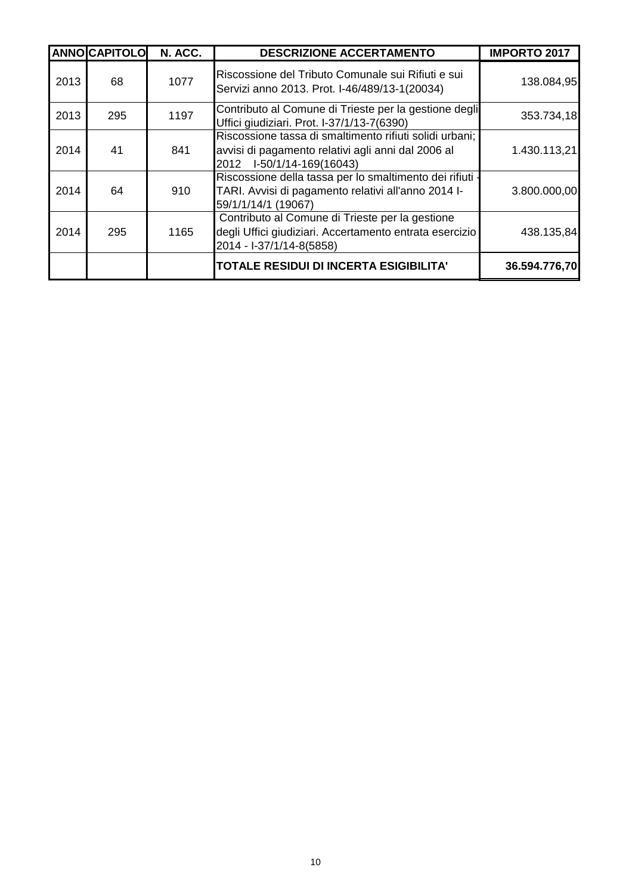| ANNO | CAPITOLO | N. ACC. | DESCRIZIONE ACCERTAMENTO | IMPORTO 2017 |
|---|---|---|---|---|
| 2013 | 68 | 1077 | Riscossione del Tributo Comunale sui Rifiuti e sui Servizi anno 2013. Prot. I-46/489/13-1(20034) | 138.084,95 |
| 2013 | 295 | 1197 | Contributo al Comune di Trieste per la gestione degli Uffici giudiziari. Prot. I-37/1/13-7(6390) | 353.734,18 |
| 2014 | 41 | 841 | Riscossione tassa di smaltimento rifiuti solidi urbani; avvisi di pagamento relativi agli anni dal 2006 al 2012 I-50/1/14-169(16043) | 1.430.113,21 |
| 2014 | 64 | 910 | Riscossione della tassa per lo smaltimento dei rifiuti - TARI. Avvisi di pagamento relativi all'anno 2014 I-59/1/1/14/1 (19067) | 3.800.000,00 |
| 2014 | 295 | 1165 | Contributo al Comune di Trieste per la gestione degli Uffici giudiziari. Accertamento entrata esercizio 2014 - I-37/1/14-8(5858) | 438.135,84 |
| | | | **TOTALE RESIDUI DI INCERTA ESIGIBILITA'** | **36.594.776,70** |